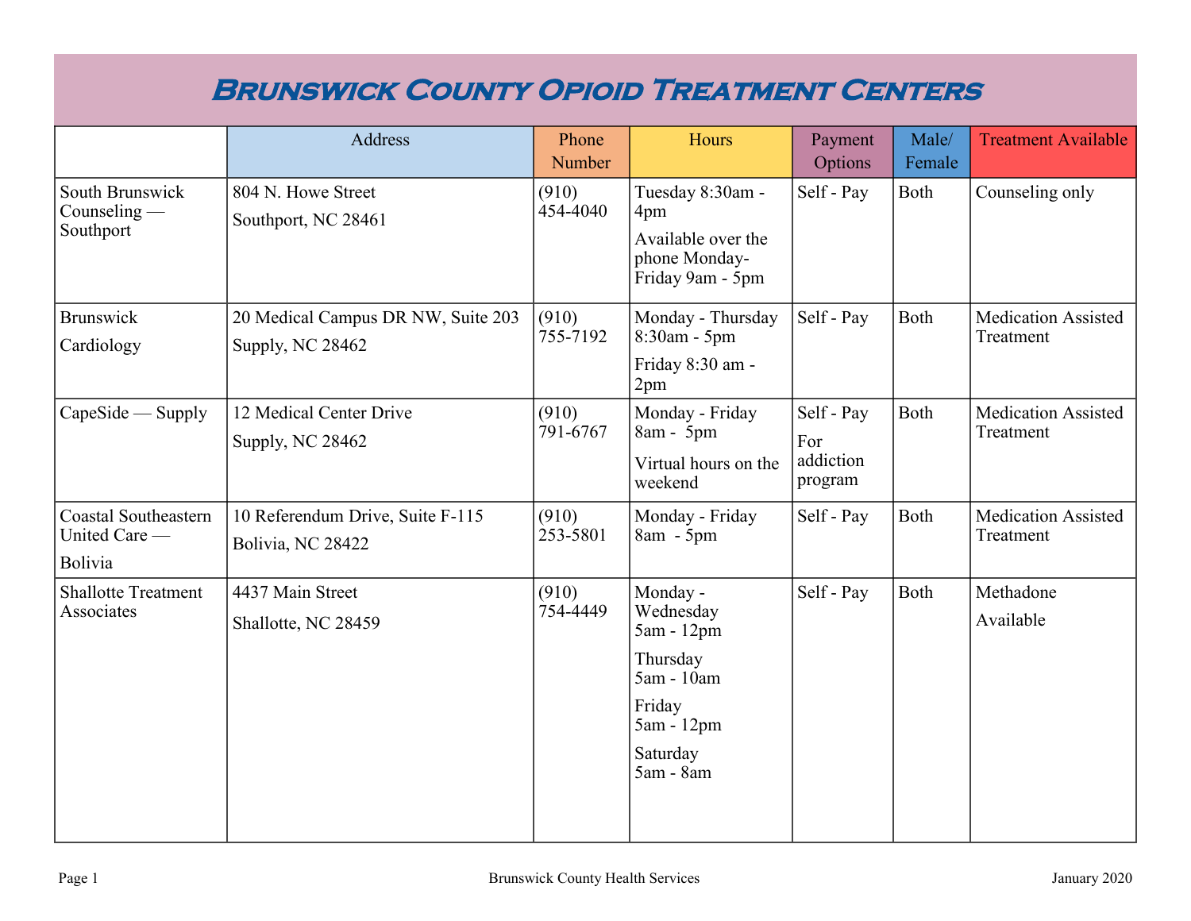# Brunswick County Opioid Treatment Centers

| | Address | Phone Number | Hours | Payment Options | Male/ Female | Treatment Available |
|---|---|---|---|---|---|---|
| South Brunswick Counseling — Southport | 804 N. Howe Street<br>Southport, NC 28461 | (910) 454-4040 | Tuesday 8:30am - 4pm<br>Available over the phone Monday-Friday 9am - 5pm | Self - Pay | Both | Counseling only |
| Brunswick Cardiology | 20 Medical Campus DR NW, Suite 203<br>Supply, NC 28462 | (910) 755-7192 | Monday - Thursday 8:30am - 5pm<br>Friday 8:30 am - 2pm | Self - Pay | Both | Medication Assisted Treatment |
| CapeSide — Supply | 12 Medical Center Drive<br>Supply, NC 28462 | (910) 791-6767 | Monday - Friday 8am - 5pm<br>Virtual hours on the weekend | Self - Pay<br>For addiction program | Both | Medication Assisted Treatment |
| Coastal Southeastern United Care — Bolivia | 10 Referendum Drive, Suite F-115<br>Bolivia, NC 28422 | (910) 253-5801 | Monday - Friday 8am - 5pm | Self - Pay | Both | Medication Assisted Treatment |
| Shallotte Treatment Associates | 4437 Main Street<br>Shallotte, NC 28459 | (910) 754-4449 | Monday - Wednesday 5am - 12pm<br>Thursday 5am - 10am<br>Friday 5am - 12pm<br>Saturday 5am - 8am | Self - Pay | Both | Methadone Available |

Brunswick County Health Services

January 2020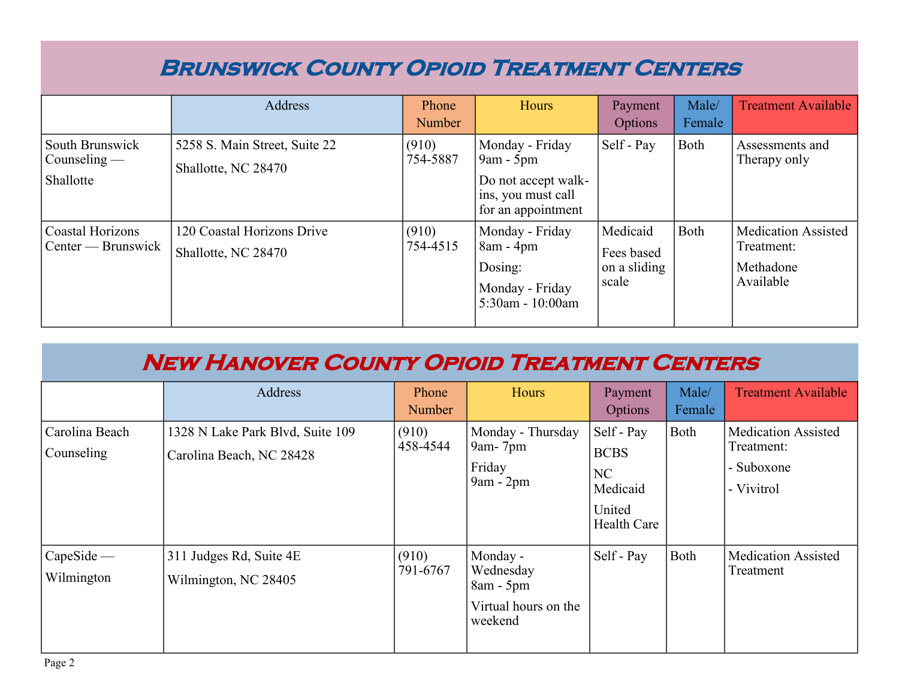# Brunswick County Opioid Treatment Centers

| | Address | Phone Number | Hours | Payment Options | Male/ Female | Treatment Available |
|---|---|---|---|---|---|---|
| South Brunswick Counseling — Shallotte | 5258 S. Main Street, Suite 22<br>Shallotte, NC 28470 | (910) 754-5887 | Monday - Friday 9am - 5pm<br>Do not accept walk-ins, you must call for an appointment | Self - Pay | Both | Assessments and Therapy only |
| Coastal Horizons Center — Brunswick | 120 Coastal Horizons Drive<br>Shallotte, NC 28470 | (910) 754-4515 | Monday - Friday 8am - 4pm<br>Dosing:<br>Monday - Friday 5:30am - 10:00am | Medicaid<br>Fees based on a sliding scale | Both | Medication Assisted Treatment:<br>Methadone Available |

# New Hanover County Opioid Treatment Centers

| | Address | Phone Number | Hours | Payment Options | Male/ Female | Treatment Available |
|---|---|---|---|---|---|---|
| Carolina Beach Counseling | 1328 N Lake Park Blvd, Suite 109<br>Carolina Beach, NC 28428 | (910) 458-4544 | Monday - Thursday 9am- 7pm<br>Friday 9am - 2pm | Self - Pay<br>BCBS<br>NC Medicaid<br>United Health Care | Both | Medication Assisted Treatment:<br>- Suboxone<br>- Vivitrol |
| CapeSide — Wilmington | 311 Judges Rd, Suite 4E<br>Wilmington, NC 28405 | (910) 791-6767 | Monday - Wednesday 8am - 5pm<br>Virtual hours on the weekend | Self - Pay | Both | Medication Assisted Treatment |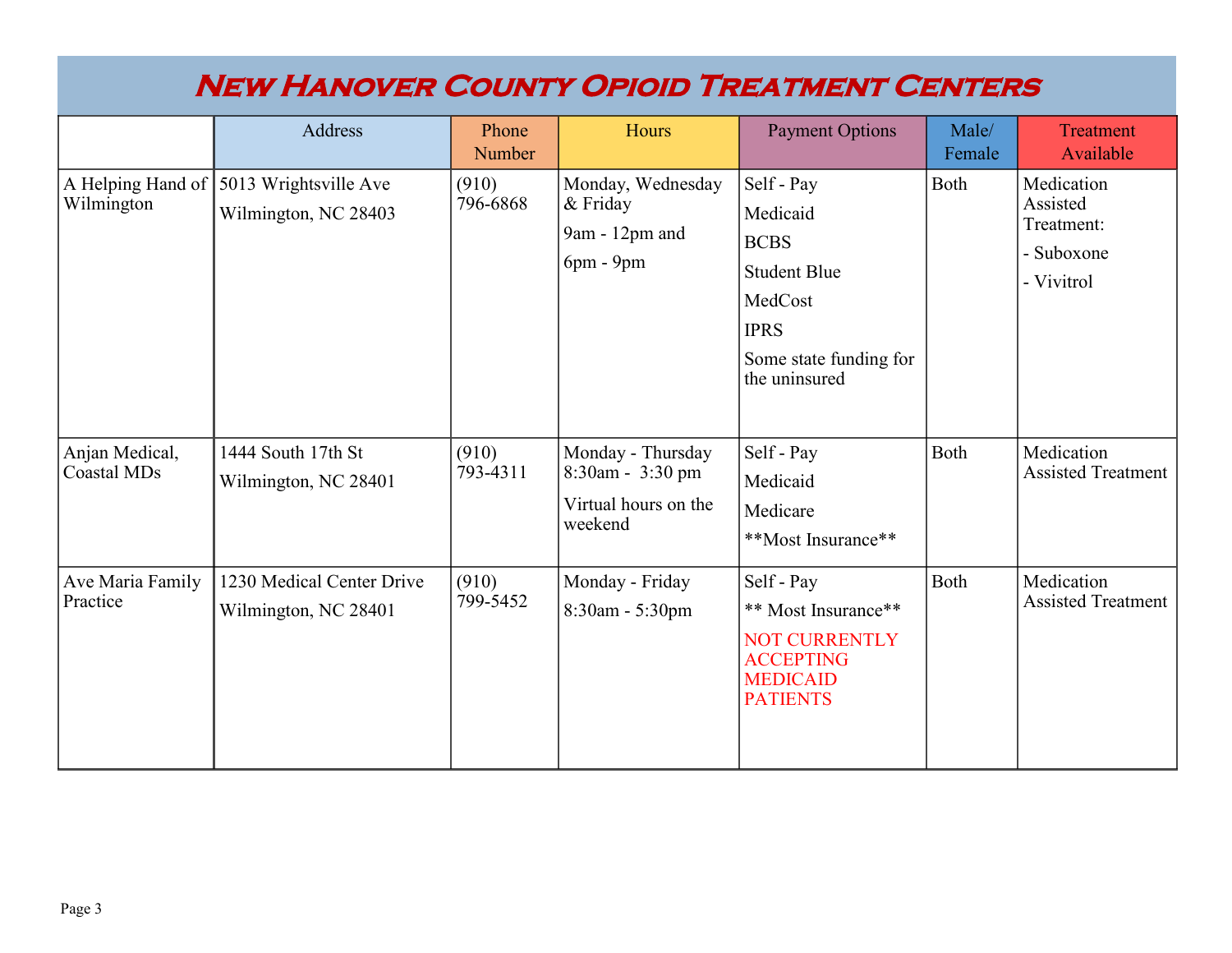# New Hanover County Opioid Treatment Centers

| | Address | Phone Number | Hours | Payment Options | Male/ Female | Treatment Available |
|---|---|---|---|---|---|---|
| A Helping Hand of Wilmington | 5013 Wrightsville Ave<br>Wilmington, NC 28403 | (910) 796-6868 | Monday, Wednesday & Friday<br>9am - 12pm and<br>6pm - 9pm | Self - Pay<br>Medicaid<br>BCBS<br>Student Blue<br>MedCost<br>IPRS<br>Some state funding for the uninsured | Both | Medication Assisted Treatment:<br>- Suboxone<br>- Vivitrol |
| Anjan Medical, Coastal MDs | 1444 South 17th St<br>Wilmington, NC 28401 | (910) 793-4311 | Monday - Thursday 8:30am - 3:30 pm<br>Virtual hours on the weekend | Self - Pay<br>Medicaid<br>Medicare<br>**Most Insurance** | Both | Medication Assisted Treatment |
| Ave Maria Family Practice | 1230 Medical Center Drive<br>Wilmington, NC 28401 | (910) 799-5452 | Monday - Friday<br>8:30am - 5:30pm | Self - Pay<br>** Most Insurance**<br>NOT CURRENTLY ACCEPTING MEDICAID PATIENTS | Both | Medication Assisted Treatment |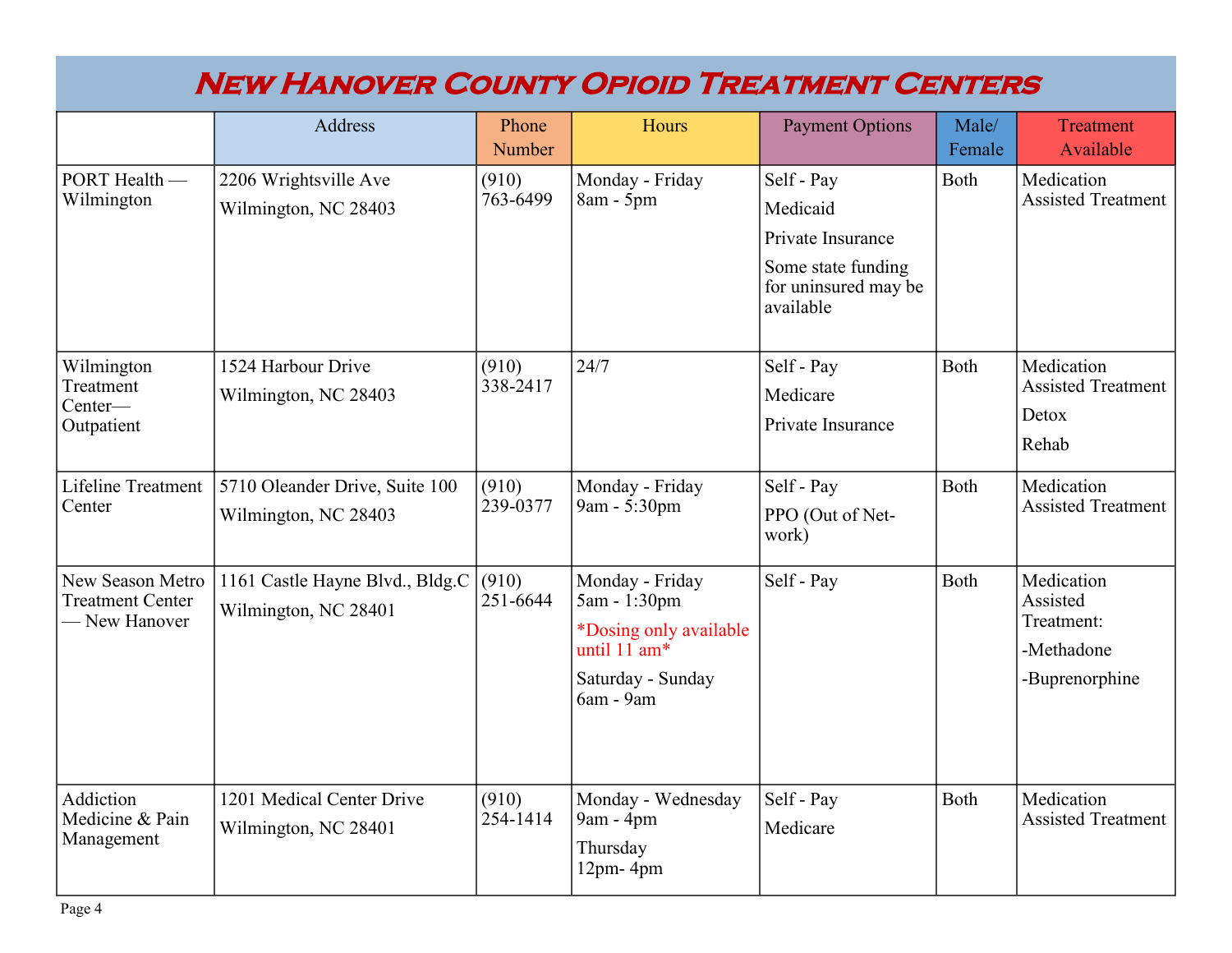# New Hanover County Opioid Treatment Centers

| | Address | Phone Number | Hours | Payment Options | Male/ Female | Treatment Available |
|---|---|---|---|---|---|---|
| PORT Health — Wilmington | 2206 Wrightsville Ave<br>Wilmington, NC 28403 | (910) 763-6499 | Monday - Friday 8am - 5pm | Self - Pay<br>Medicaid<br>Private Insurance<br>Some state funding for uninsured may be available | Both | Medication Assisted Treatment |
| Wilmington Treatment Center— Outpatient | 1524 Harbour Drive<br>Wilmington, NC 28403 | (910) 338-2417 | 24/7 | Self - Pay<br>Medicare<br>Private Insurance | Both | Medication Assisted Treatment<br>Detox<br>Rehab |
| Lifeline Treatment Center | 5710 Oleander Drive, Suite 100<br>Wilmington, NC 28403 | (910) 239-0377 | Monday - Friday 9am - 5:30pm | Self - Pay<br>PPO (Out of Network) | Both | Medication Assisted Treatment |
| New Season Metro Treatment Center — New Hanover | 1161 Castle Hayne Blvd., Bldg.C<br>Wilmington, NC 28401 | (910) 251-6644 | Monday - Friday 5am - 1:30pm<br>*Dosing only available until 11 am*<br>Saturday - Sunday 6am - 9am | Self - Pay | Both | Medication Assisted Treatment:<br>-Methadone<br>-Buprenorphine |
| Addiction Medicine & Pain Management | 1201 Medical Center Drive<br>Wilmington, NC 28401 | (910) 254-1414 | Monday - Wednesday 9am - 4pm<br>Thursday 12pm- 4pm | Self - Pay<br>Medicare | Both | Medication Assisted Treatment |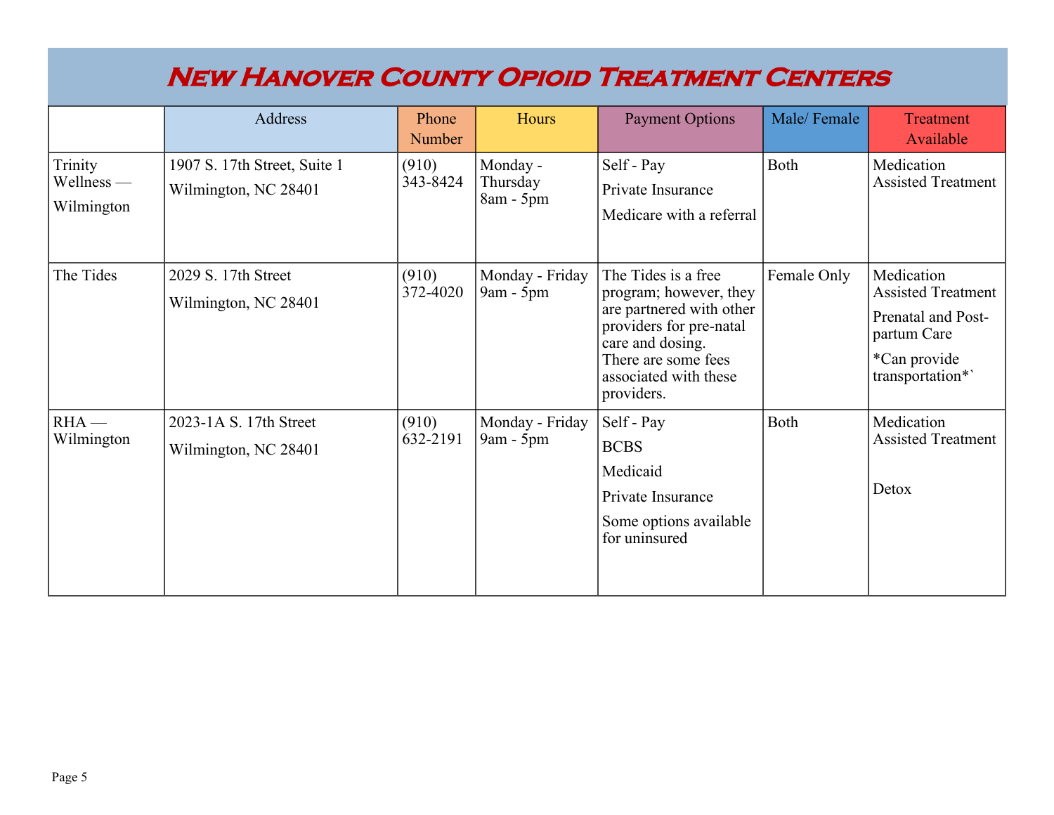# New Hanover County Opioid Treatment Centers

| | Address | Phone Number | Hours | Payment Options | Male/ Female | Treatment Available |
|---|---|---|---|---|---|---|
| Trinity Wellness — Wilmington | 1907 S. 17th Street, Suite 1<br>Wilmington, NC 28401 | (910) 343-8424 | Monday - Thursday 8am - 5pm | Self - Pay<br>Private Insurance<br>Medicare with a referral | Both | Medication Assisted Treatment |
| The Tides | 2029 S. 17th Street<br>Wilmington, NC 28401 | (910) 372-4020 | Monday - Friday 9am - 5pm | The Tides is a free program; however, they are partnered with other providers for pre-natal care and dosing. There are some fees associated with these providers. | Female Only | Medication Assisted Treatment<br>Prenatal and Post-partum Care<br>*Can provide transportation*` |
| RHA — Wilmington | 2023-1A S. 17th Street<br>Wilmington, NC 28401 | (910) 632-2191 | Monday - Friday 9am - 5pm | Self - Pay<br>BCBS<br>Medicaid<br>Private Insurance<br>Some options available for uninsured | Both | Medication Assisted Treatment<br>Detox |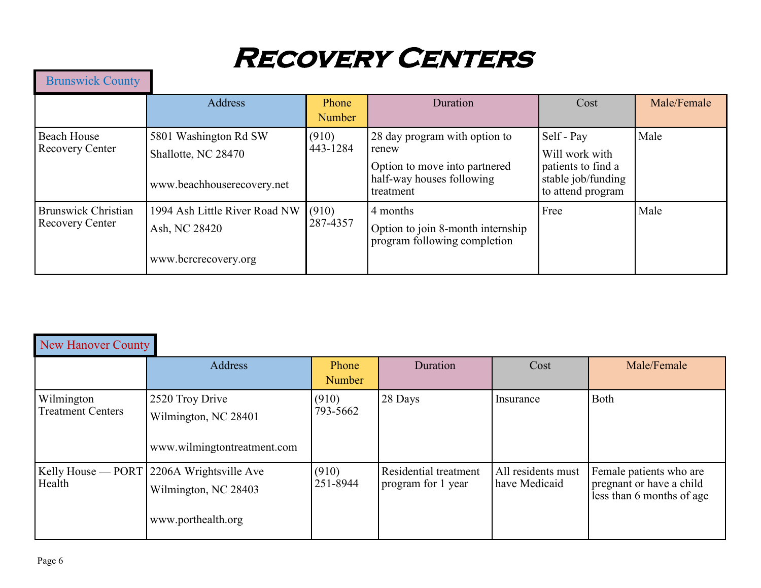# Recovery Centers

## Brunswick County

| | Address | Phone Number | Duration | Cost | Male/Female |
|---|---|---|---|---|---|
| Beach House Recovery Center | 5801 Washington Rd SW<br>Shallotte, NC 28470<br><br>www.beachhouserecovery.net | (910) 443-1284 | 28 day program with option to renew<br>Option to move into partnered half-way houses following treatment | Self - Pay<br>Will work with patients to find a stable job/funding to attend program | Male |
| Brunswick Christian Recovery Center | 1994 Ash Little River Road NW<br>Ash, NC 28420<br><br>www.bcrcrecovery.org | (910) 287-4357 | 4 months<br>Option to join 8-month internship program following completion | Free | Male |

## New Hanover County

| | Address | Phone Number | Duration | Cost | Male/Female |
|---|---|---|---|---|---|
| Wilmington Treatment Centers | 2520 Troy Drive<br>Wilmington, NC 28401<br><br>www.wilmingtontreatment.com | (910) 793-5662 | 28 Days | Insurance | Both |
| Kelly House — PORT Health | 2206A Wrightsville Ave<br>Wilmington, NC 28403<br><br>www.porthealth.org | (910) 251-8944 | Residential treatment program for 1 year | All residents must have Medicaid | Female patients who are pregnant or have a child less than 6 months of age |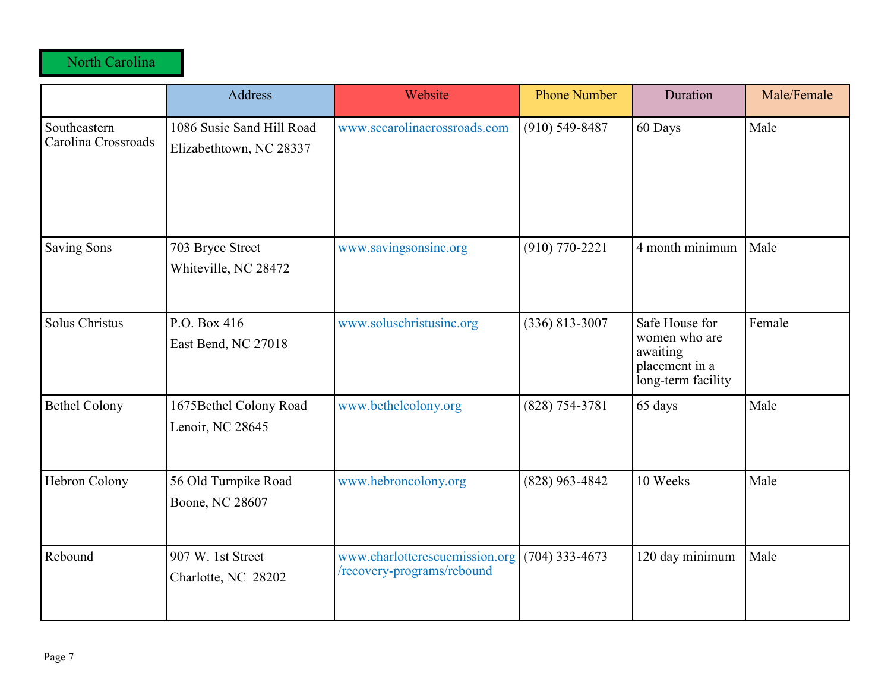## North Carolina

| | Address | Website | Phone Number | Duration | Male/Female |
|---|---|---|---|---|---|
| Southeastern Carolina Crossroads | 1086 Susie Sand Hill Road Elizabethtown, NC 28337 | www.secarolinacrossroads.com | (910) 549-8487 | 60 Days | Male |
| Saving Sons | 703 Bryce Street Whiteville, NC 28472 | www.savingsonsinc.org | (910) 770-2221 | 4 month minimum | Male |
| Solus Christus | P.O. Box 416 East Bend, NC 27018 | www.soluschristusinc.org | (336) 813-3007 | Safe House for women who are awaiting placement in a long-term facility | Female |
| Bethel Colony | 1675Bethel Colony Road Lenoir, NC 28645 | www.bethelcolony.org | (828) 754-3781 | 65 days | Male |
| Hebron Colony | 56 Old Turnpike Road Boone, NC 28607 | www.hebroncolony.org | (828) 963-4842 | 10 Weeks | Male |
| Rebound | 907 W. 1st Street Charlotte, NC 28202 | www.charlotterescuemission.org /recovery-programs/rebound | (704) 333-4673 | 120 day minimum | Male |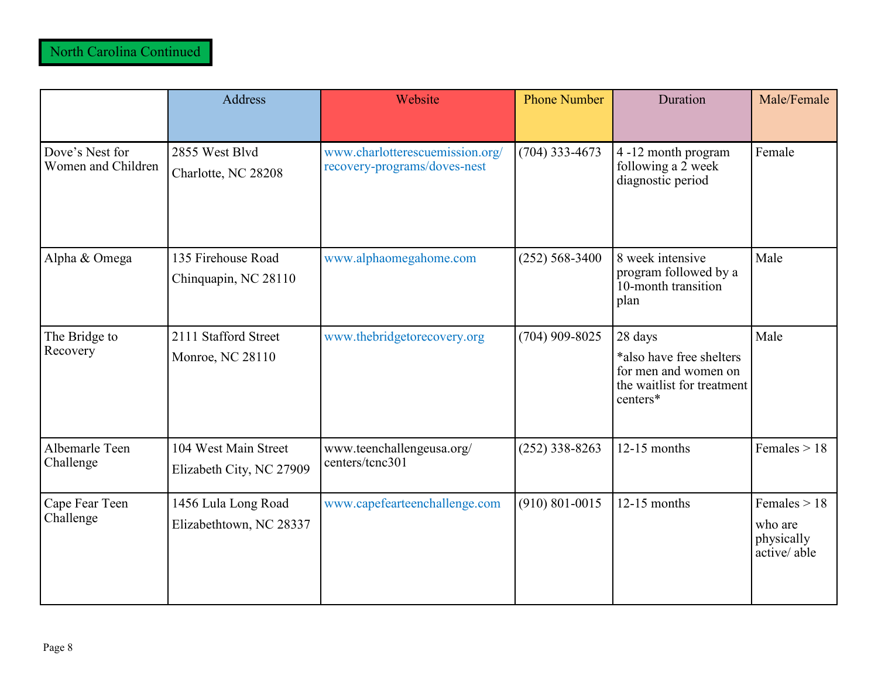North Carolina Continued

| | Address | Website | Phone Number | Duration | Male/Female |
|---|---|---|---|---|---|
| Dove's Nest for Women and Children | 2855 West Blvd<br>Charlotte, NC 28208 | www.charlotterescuemission.org/recovery-programs/doves-nest | (704) 333-4673 | 4 -12 month program following a 2 week diagnostic period | Female |
| Alpha & Omega | 135 Firehouse Road<br>Chinquapin, NC 28110 | www.alphaomegahome.com | (252) 568-3400 | 8 week intensive program followed by a 10-month transition plan | Male |
| The Bridge to Recovery | 2111 Stafford Street<br>Monroe, NC 28110 | www.thebridgetorecovery.org | (704) 909-8025 | 28 days<br>*also have free shelters for men and women on the waitlist for treatment centers* | Male |
| Albemarle Teen Challenge | 104 West Main Street<br>Elizabeth City, NC 27909 | www.teenchallengeusa.org/centers/tcnc301 | (252) 338-8263 | 12-15 months | Females > 18 |
| Cape Fear Teen Challenge | 1456 Lula Long Road<br>Elizabethtown, NC 28337 | www.capefearteenchallenge.com | (910) 801-0015 | 12-15 months | Females > 18<br>who are physically active/ able |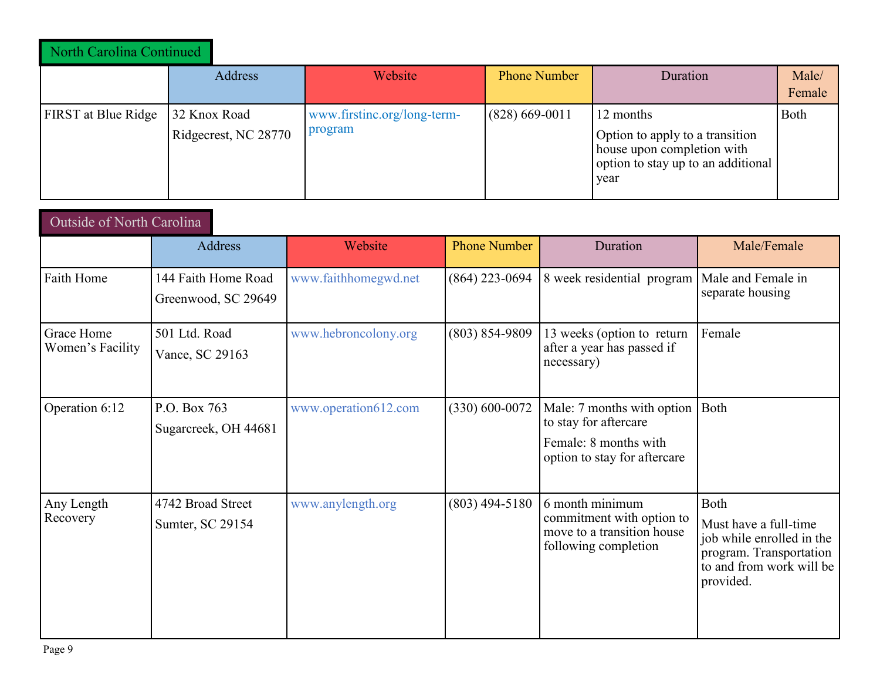## North Carolina Continued

| | Address | Website | Phone Number | Duration | Male/ Female |
|---|---|---|---|---|---|
| FIRST at Blue Ridge | 32 Knox Road<br>Ridgecrest, NC 28770 | www.firstinc.org/long-term-program | (828) 669-0011 | 12 months<br>Option to apply to a transition house upon completion with option to stay up to an additional year | Both |

## Outside of North Carolina

| | Address | Website | Phone Number | Duration | Male/Female |
|---|---|---|---|---|---|
| Faith Home | 144 Faith Home Road<br>Greenwood, SC 29649 | www.faithhomegwd.net | (864) 223-0694 | 8 week residential program | Male and Female in separate housing |
| Grace Home Women's Facility | 501 Ltd. Road<br>Vance, SC 29163 | www.hebroncolony.org | (803) 854-9809 | 13 weeks (option to return after a year has passed if necessary) | Female |
| Operation 6:12 | P.O. Box 763<br>Sugarcreek, OH 44681 | www.operation612.com | (330) 600-0072 | Male: 7 months with option to stay for aftercare<br>Female: 8 months with option to stay for aftercare | Both |
| Any Length Recovery | 4742 Broad Street<br>Sumter, SC 29154 | www.anylength.org | (803) 494-5180 | 6 month minimum commitment with option to move to a transition house following completion | Both<br>Must have a full-time job while enrolled in the program. Transportation to and from work will be provided. |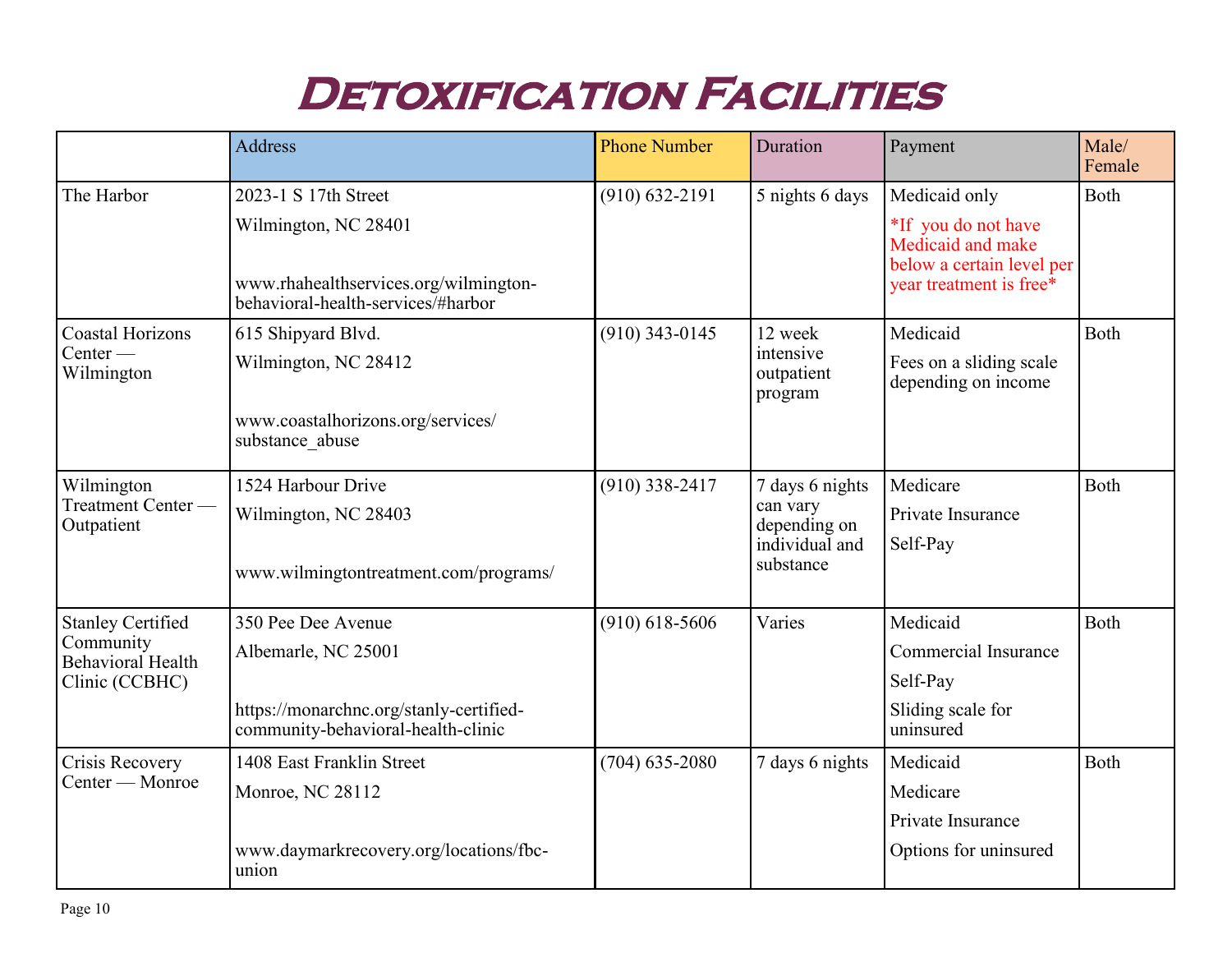# Detoxification Facilities

| | Address | Phone Number | Duration | Payment | Male/ Female |
|---|---|---|---|---|---|
| The Harbor | 2023-1 S 17th Street<br>Wilmington, NC 28401<br><br>www.rhahealthservices.org/wilmington-behavioral-health-services/#harbor | (910) 632-2191 | 5 nights 6 days | Medicaid only<br>*If you do not have Medicaid and make below a certain level per year treatment is free* | Both |
| Coastal Horizons Center — Wilmington | 615 Shipyard Blvd.<br>Wilmington, NC 28412<br><br>www.coastalhorizons.org/services/substance_abuse | (910) 343-0145 | 12 week intensive outpatient program | Medicaid<br>Fees on a sliding scale depending on income | Both |
| Wilmington Treatment Center — Outpatient | 1524 Harbour Drive<br>Wilmington, NC 28403<br><br>www.wilmingtontreatment.com/programs/ | (910) 338-2417 | 7 days 6 nights can vary depending on individual and substance | Medicare<br>Private Insurance<br>Self-Pay | Both |
| Stanley Certified Community Behavioral Health Clinic (CCBHC) | 350 Pee Dee Avenue<br>Albemarle, NC 25001<br><br>https://monarchnc.org/stanly-certified-community-behavioral-health-clinic | (910) 618-5606 | Varies | Medicaid<br>Commercial Insurance<br>Self-Pay<br>Sliding scale for uninsured | Both |
| Crisis Recovery Center — Monroe | 1408 East Franklin Street<br>Monroe, NC 28112<br><br>www.daymarkrecovery.org/locations/fbc-union | (704) 635-2080 | 7 days 6 nights | Medicaid<br>Medicare<br>Private Insurance<br>Options for uninsured | Both |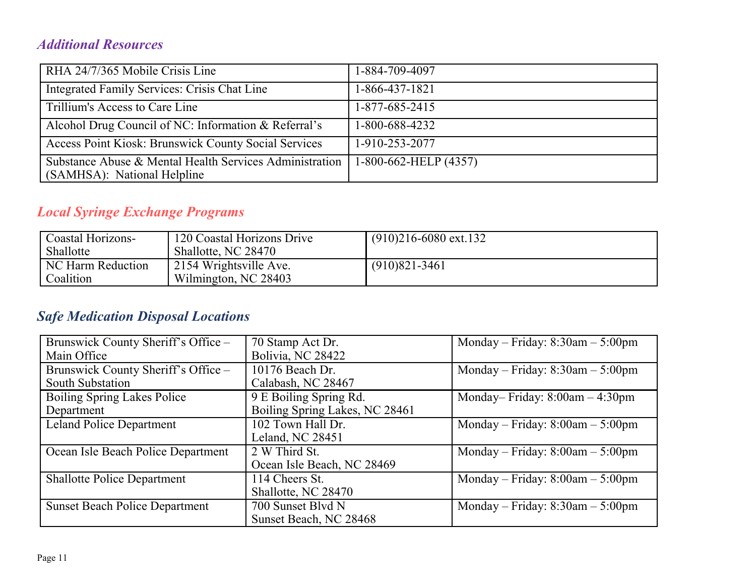## *Additional Resources*

| | |
|---|---|
| RHA 24/7/365 Mobile Crisis Line | 1-884-709-4097 |
| Integrated Family Services: Crisis Chat Line | 1-866-437-1821 |
| Trillium's Access to Care Line | 1-877-685-2415 |
| Alcohol Drug Council of NC: Information & Referral's | 1-800-688-4232 |
| Access Point Kiosk: Brunswick County Social Services | 1-910-253-2077 |
| Substance Abuse & Mental Health Services Administration (SAMHSA): National Helpline | 1-800-662-HELP (4357) |

## *Local Syringe Exchange Programs*

| | | |
|---|---|---|
| Coastal Horizons-Shallotte | 120 Coastal Horizons Drive Shallotte, NC 28470 | (910)216-6080 ext.132 |
| NC Harm Reduction Coalition | 2154 Wrightsville Ave. Wilmington, NC 28403 | (910)821-3461 |

## *Safe Medication Disposal Locations*

| | | |
|---|---|---|
| Brunswick County Sheriff's Office – Main Office | 70 Stamp Act Dr. Bolivia, NC 28422 | Monday – Friday: 8:30am – 5:00pm |
| Brunswick County Sheriff's Office – South Substation | 10176 Beach Dr. Calabash, NC 28467 | Monday – Friday: 8:30am – 5:00pm |
| Boiling Spring Lakes Police Department | 9 E Boiling Spring Rd. Boiling Spring Lakes, NC 28461 | Monday– Friday: 8:00am – 4:30pm |
| Leland Police Department | 102 Town Hall Dr. Leland, NC 28451 | Monday – Friday: 8:00am – 5:00pm |
| Ocean Isle Beach Police Department | 2 W Third St. Ocean Isle Beach, NC 28469 | Monday – Friday: 8:00am – 5:00pm |
| Shallotte Police Department | 114 Cheers St. Shallotte, NC 28470 | Monday – Friday: 8:00am – 5:00pm |
| Sunset Beach Police Department | 700 Sunset Blvd N Sunset Beach, NC 28468 | Monday – Friday: 8:30am – 5:00pm |